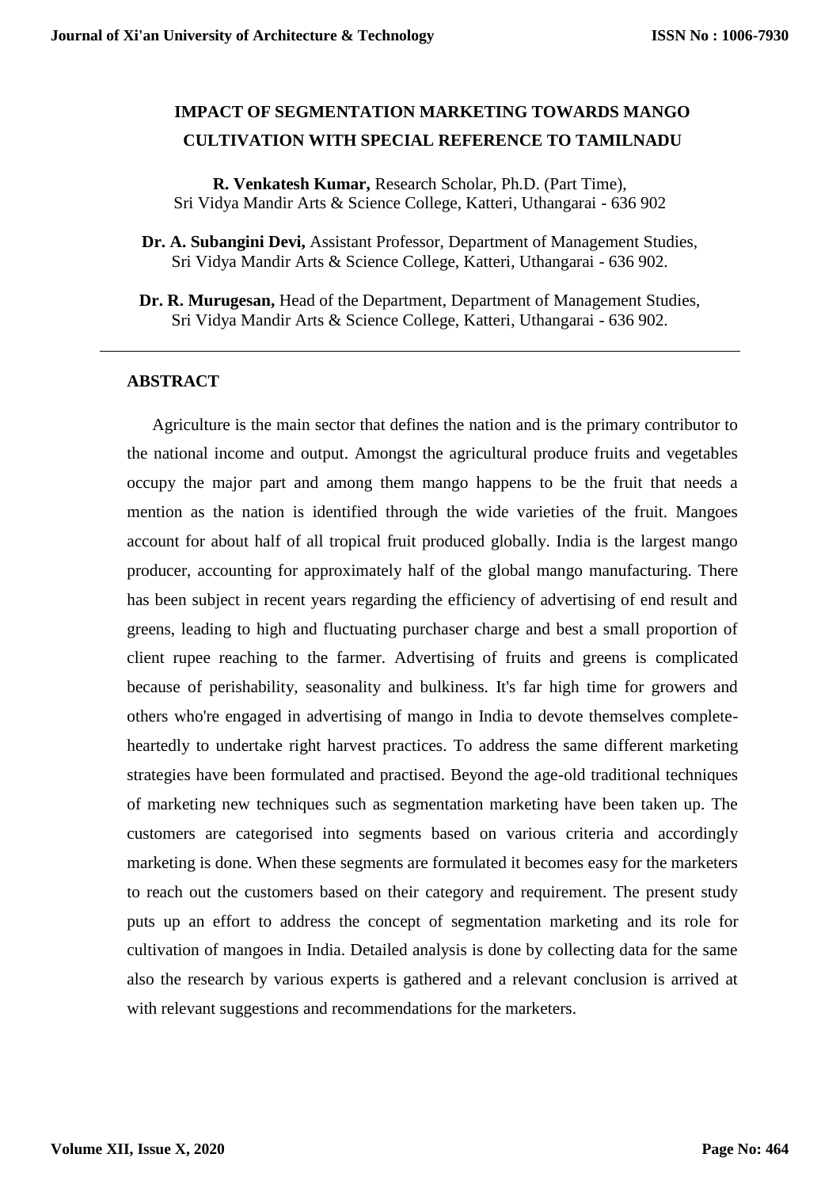# IMPACT OF SEGMENTATION MARKETING TOWARDS MANGO CULTIVATION WITH SPECIAL REFERENCE TO TAMILNADU

**R. Venkatesh Kumar,** Research Scholar, Ph.D. (Part Time), Sri Vidya Mandir Arts & Science College, Katteri, Uthangarai - 636 902

**Dr. A. Subangini Devi,** Assistant Professor, Department of Management Studies, Sri Vidya Mandir Arts & Science College, Katteri, Uthangarai - 636 902.

**Dr. R. Murugesan,** Head of the Department, Department of Management Studies, Sri Vidya Mandir Arts & Science College, Katteri, Uthangarai - 636 902.

---

## ABSTRACT

Agriculture is the main sector that defines the nation and is the primary contributor to the national income and output. Amongst the agricultural produce fruits and vegetables occupy the major part and among them mango happens to be the fruit that needs a mention as the nation is identified through the wide varieties of the fruit. Mangoes account for about half of all tropical fruit produced globally. India is the largest mango producer, accounting for approximately half of the global mango manufacturing. There has been subject in recent years regarding the efficiency of advertising of end result and greens, leading to high and fluctuating purchaser charge and best a small proportion of client rupee reaching to the farmer. Advertising of fruits and greens is complicated because of perishability, seasonality and bulkiness. It's far high time for growers and others who're engaged in advertising of mango in India to devote themselves complete-heartedly to undertake right harvest practices. To address the same different marketing strategies have been formulated and practised. Beyond the age-old traditional techniques of marketing new techniques such as segmentation marketing have been taken up. The customers are categorised into segments based on various criteria and accordingly marketing is done. When these segments are formulated it becomes easy for the marketers to reach out the customers based on their category and requirement. The present study puts up an effort to address the concept of segmentation marketing and its role for cultivation of mangoes in India. Detailed analysis is done by collecting data for the same also the research by various experts is gathered and a relevant conclusion is arrived at with relevant suggestions and recommendations for the marketers.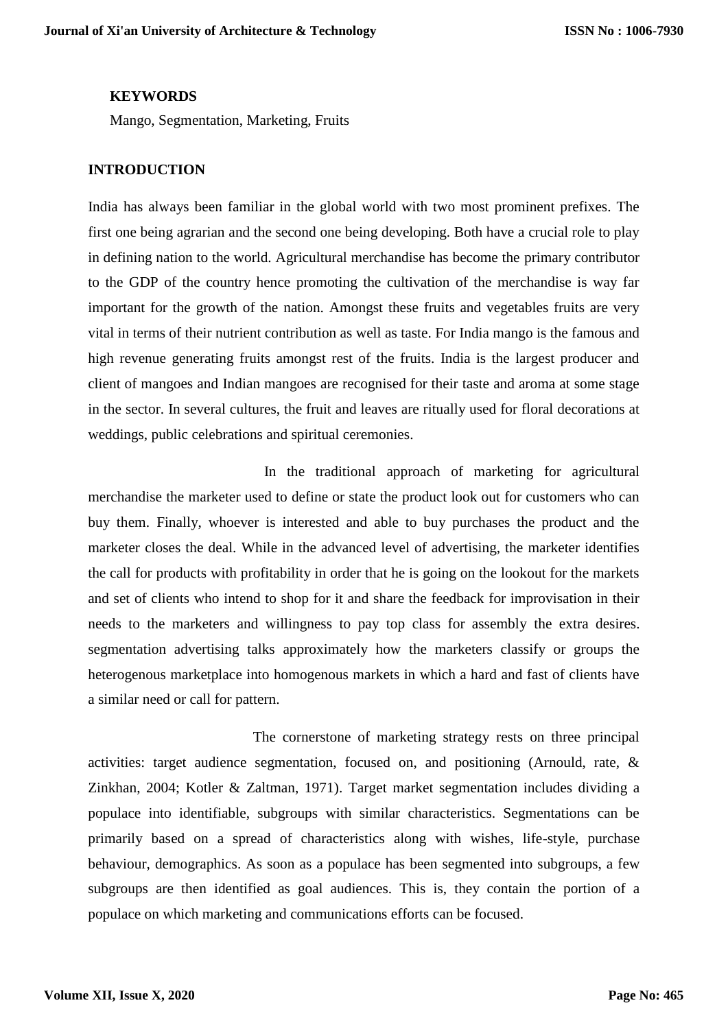## KEYWORDS

Mango, Segmentation, Marketing, Fruits

## INTRODUCTION

India has always been familiar in the global world with two most prominent prefixes. The first one being agrarian and the second one being developing. Both have a crucial role to play in defining nation to the world. Agricultural merchandise has become the primary contributor to the GDP of the country hence promoting the cultivation of the merchandise is way far important for the growth of the nation. Amongst these fruits and vegetables fruits are very vital in terms of their nutrient contribution as well as taste. For India mango is the famous and high revenue generating fruits amongst rest of the fruits. India is the largest producer and client of mangoes and Indian mangoes are recognised for their taste and aroma at some stage in the sector. In several cultures, the fruit and leaves are ritually used for floral decorations at weddings, public celebrations and spiritual ceremonies.

In the traditional approach of marketing for agricultural merchandise the marketer used to define or state the product look out for customers who can buy them. Finally, whoever is interested and able to buy purchases the product and the marketer closes the deal. While in the advanced level of advertising, the marketer identifies the call for products with profitability in order that he is going on the lookout for the markets and set of clients who intend to shop for it and share the feedback for improvisation in their needs to the marketers and willingness to pay top class for assembly the extra desires. segmentation advertising talks approximately how the marketers classify or groups the heterogenous marketplace into homogenous markets in which a hard and fast of clients have a similar need or call for pattern.

The cornerstone of marketing strategy rests on three principal activities: target audience segmentation, focused on, and positioning (Arnould, rate, & Zinkhan, 2004; Kotler & Zaltman, 1971). Target market segmentation includes dividing a populace into identifiable, subgroups with similar characteristics. Segmentations can be primarily based on a spread of characteristics along with wishes, life-style, purchase behaviour, demographics. As soon as a populace has been segmented into subgroups, a few subgroups are then identified as goal audiences. This is, they contain the portion of a populace on which marketing and communications efforts can be focused.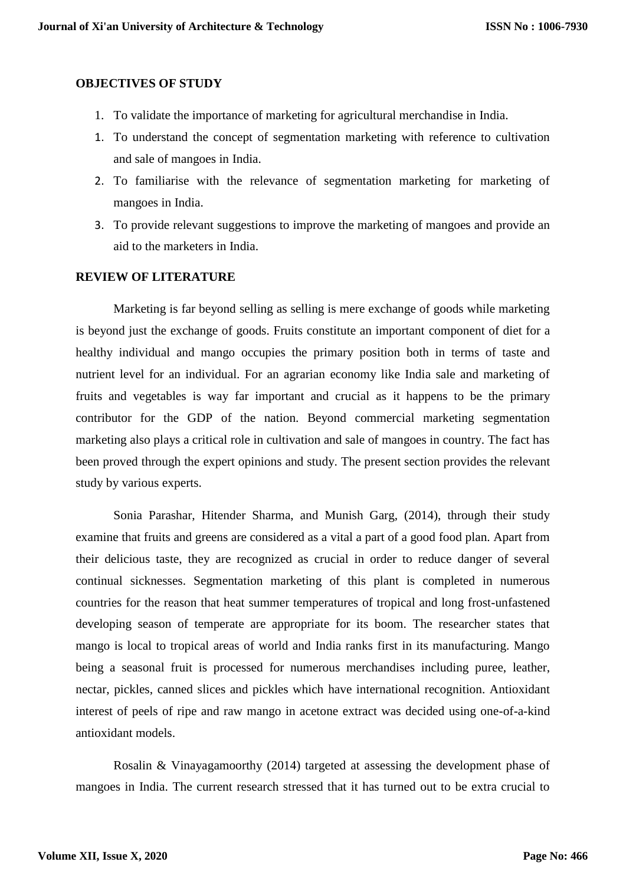**OBJECTIVES OF STUDY**

1. To validate the importance of marketing for agricultural merchandise in India.
1. To understand the concept of segmentation marketing with reference to cultivation and sale of mangoes in India.
2. To familiarise with the relevance of segmentation marketing for marketing of mangoes in India.
3. To provide relevant suggestions to improve the marketing of mangoes and provide an aid to the marketers in India.

**REVIEW OF LITERATURE**

Marketing is far beyond selling as selling is mere exchange of goods while marketing is beyond just the exchange of goods. Fruits constitute an important component of diet for a healthy individual and mango occupies the primary position both in terms of taste and nutrient level for an individual. For an agrarian economy like India sale and marketing of fruits and vegetables is way far important and crucial as it happens to be the primary contributor for the GDP of the nation. Beyond commercial marketing segmentation marketing also plays a critical role in cultivation and sale of mangoes in country. The fact has been proved through the expert opinions and study. The present section provides the relevant study by various experts.

Sonia Parashar, Hitender Sharma, and Munish Garg, (2014), through their study examine that fruits and greens are considered as a vital a part of a good food plan. Apart from their delicious taste, they are recognized as crucial in order to reduce danger of several continual sicknesses. Segmentation marketing of this plant is completed in numerous countries for the reason that heat summer temperatures of tropical and long frost-unfastened developing season of temperate are appropriate for its boom. The researcher states that mango is local to tropical areas of world and India ranks first in its manufacturing. Mango being a seasonal fruit is processed for numerous merchandises including puree, leather, nectar, pickles, canned slices and pickles which have international recognition. Antioxidant interest of peels of ripe and raw mango in acetone extract was decided using one-of-a-kind antioxidant models.

Rosalin & Vinayagamoorthy (2014) targeted at assessing the development phase of mangoes in India. The current research stressed that it has turned out to be extra crucial to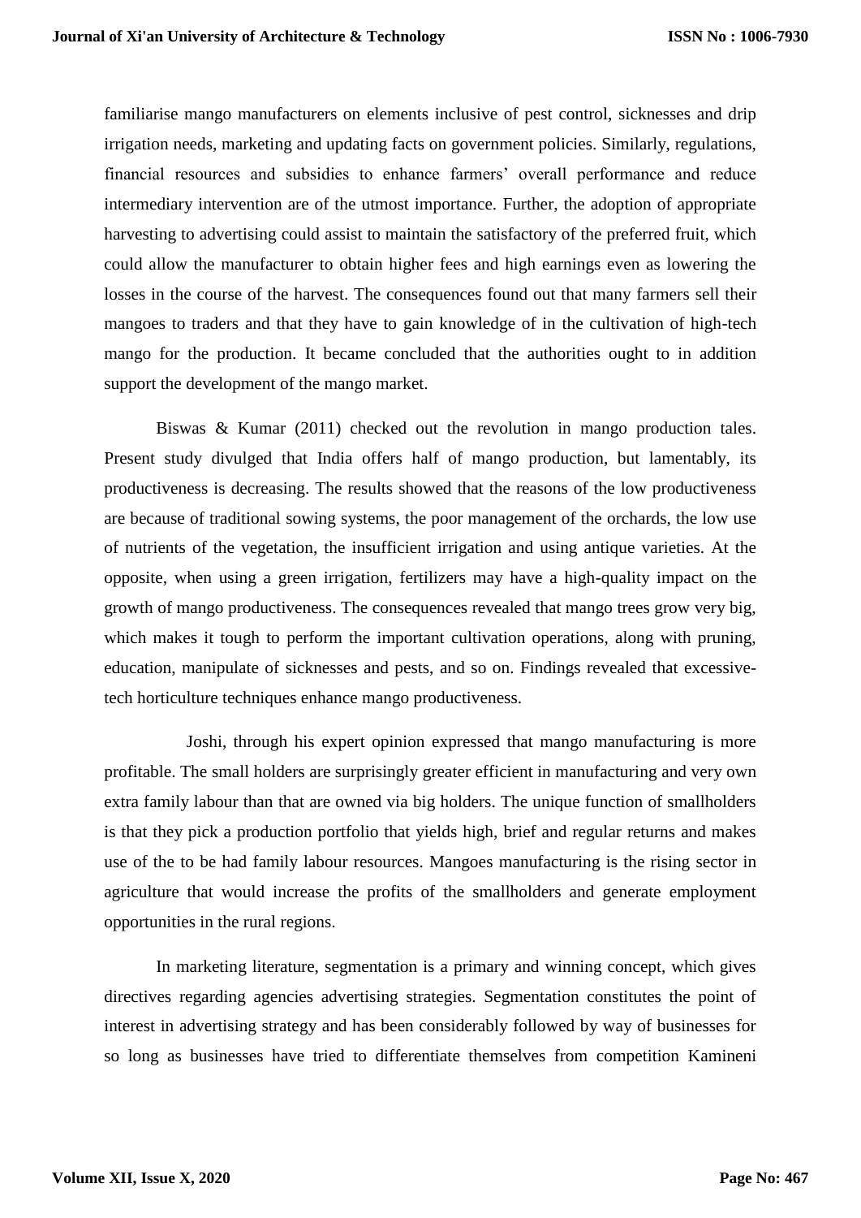familiarise mango manufacturers on elements inclusive of pest control, sicknesses and drip irrigation needs, marketing and updating facts on government policies. Similarly, regulations, financial resources and subsidies to enhance farmers' overall performance and reduce intermediary intervention are of the utmost importance. Further, the adoption of appropriate harvesting to advertising could assist to maintain the satisfactory of the preferred fruit, which could allow the manufacturer to obtain higher fees and high earnings even as lowering the losses in the course of the harvest. The consequences found out that many farmers sell their mangoes to traders and that they have to gain knowledge of in the cultivation of high-tech mango for the production. It became concluded that the authorities ought to in addition support the development of the mango market.

Biswas & Kumar (2011) checked out the revolution in mango production tales. Present study divulged that India offers half of mango production, but lamentably, its productiveness is decreasing. The results showed that the reasons of the low productiveness are because of traditional sowing systems, the poor management of the orchards, the low use of nutrients of the vegetation, the insufficient irrigation and using antique varieties. At the opposite, when using a green irrigation, fertilizers may have a high-quality impact on the growth of mango productiveness. The consequences revealed that mango trees grow very big, which makes it tough to perform the important cultivation operations, along with pruning, education, manipulate of sicknesses and pests, and so on. Findings revealed that excessive-tech horticulture techniques enhance mango productiveness.

Joshi, through his expert opinion expressed that mango manufacturing is more profitable. The small holders are surprisingly greater efficient in manufacturing and very own extra family labour than that are owned via big holders. The unique function of smallholders is that they pick a production portfolio that yields high, brief and regular returns and makes use of the to be had family labour resources. Mangoes manufacturing is the rising sector in agriculture that would increase the profits of the smallholders and generate employment opportunities in the rural regions.

In marketing literature, segmentation is a primary and winning concept, which gives directives regarding agencies advertising strategies. Segmentation constitutes the point of interest in advertising strategy and has been considerably followed by way of businesses for so long as businesses have tried to differentiate themselves from competition Kamineni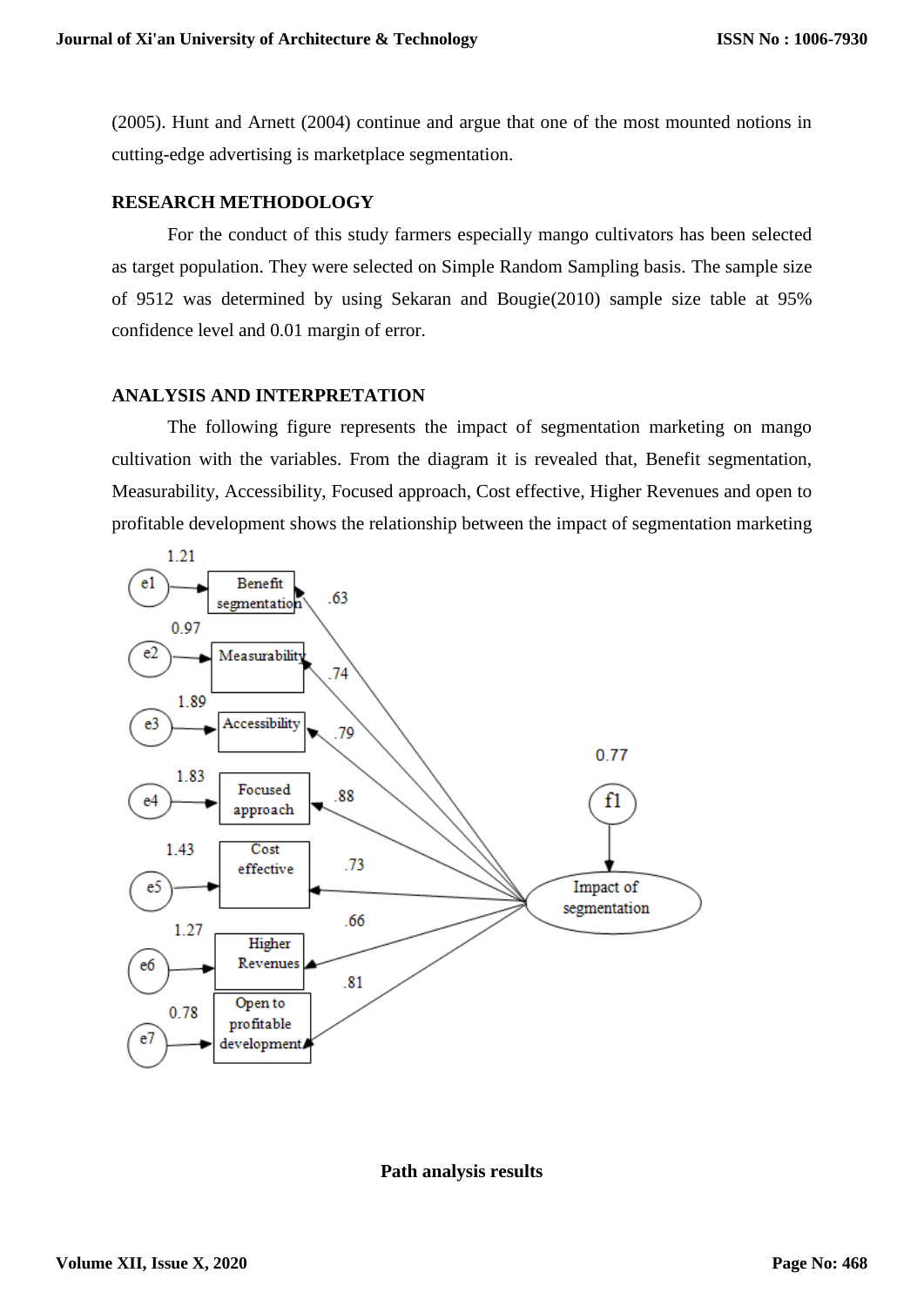(2005). Hunt and Arnett (2004) continue and argue that one of the most mounted notions in cutting-edge advertising is marketplace segmentation.

## RESEARCH METHODOLOGY

For the conduct of this study farmers especially mango cultivators has been selected as target population. They were selected on Simple Random Sampling basis. The sample size of 9512 was determined by using Sekaran and Bougie(2010) sample size table at 95% confidence level and 0.01 margin of error.

## ANALYSIS AND INTERPRETATION

The following figure represents the impact of segmentation marketing on mango cultivation with the variables. From the diagram it is revealed that, Benefit segmentation, Measurability, Accessibility, Focused approach, Cost effective, Higher Revenues and open to profitable development shows the relationship between the impact of segmentation marketing

**Path analysis results**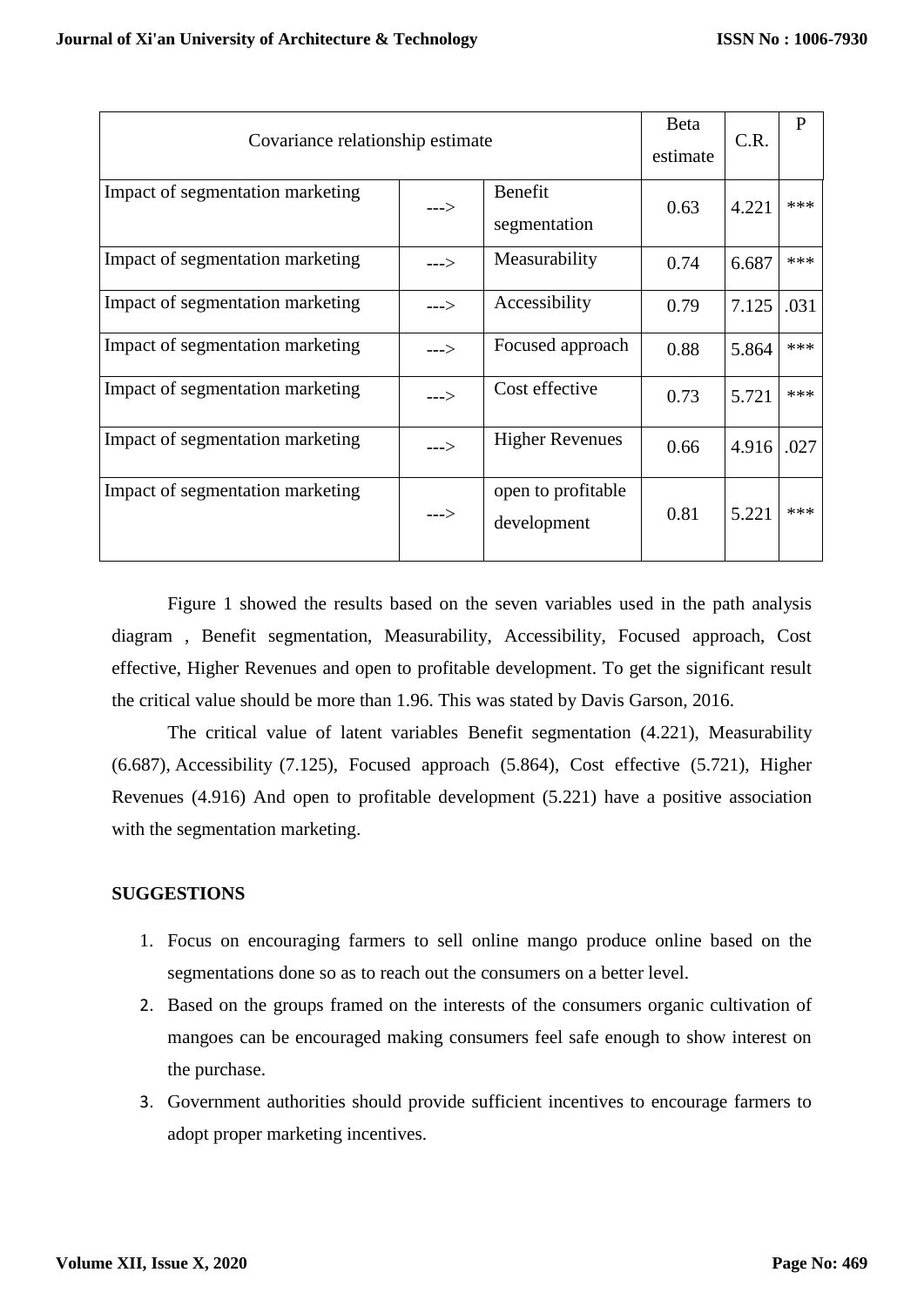| Covariance relationship estimate | | | Beta estimate | C.R. | P |
|---|---|---|---|---|---|
| Impact of segmentation marketing | ---> | Benefit segmentation | 0.63 | 4.221 | *** |
| Impact of segmentation marketing | ---> | Measurability | 0.74 | 6.687 | *** |
| Impact of segmentation marketing | ---> | Accessibility | 0.79 | 7.125 | .031 |
| Impact of segmentation marketing | ---> | Focused approach | 0.88 | 5.864 | *** |
| Impact of segmentation marketing | ---> | Cost effective | 0.73 | 5.721 | *** |
| Impact of segmentation marketing | ---> | Higher Revenues | 0.66 | 4.916 | .027 |
| Impact of segmentation marketing | ---> | open to profitable development | 0.81 | 5.221 | *** |

Figure 1 showed the results based on the seven variables used in the path analysis diagram , Benefit segmentation, Measurability, Accessibility, Focused approach, Cost effective, Higher Revenues and open to profitable development. To get the significant result the critical value should be more than 1.96. This was stated by Davis Garson, 2016.

The critical value of latent variables Benefit segmentation (4.221), Measurability (6.687), Accessibility (7.125), Focused approach (5.864), Cost effective (5.721), Higher Revenues (4.916) And open to profitable development (5.221) have a positive association with the segmentation marketing.

## SUGGESTIONS

1. Focus on encouraging farmers to sell online mango produce online based on the segmentations done so as to reach out the consumers on a better level.
2. Based on the groups framed on the interests of the consumers organic cultivation of mangoes can be encouraged making consumers feel safe enough to show interest on the purchase.
3. Government authorities should provide sufficient incentives to encourage farmers to adopt proper marketing incentives.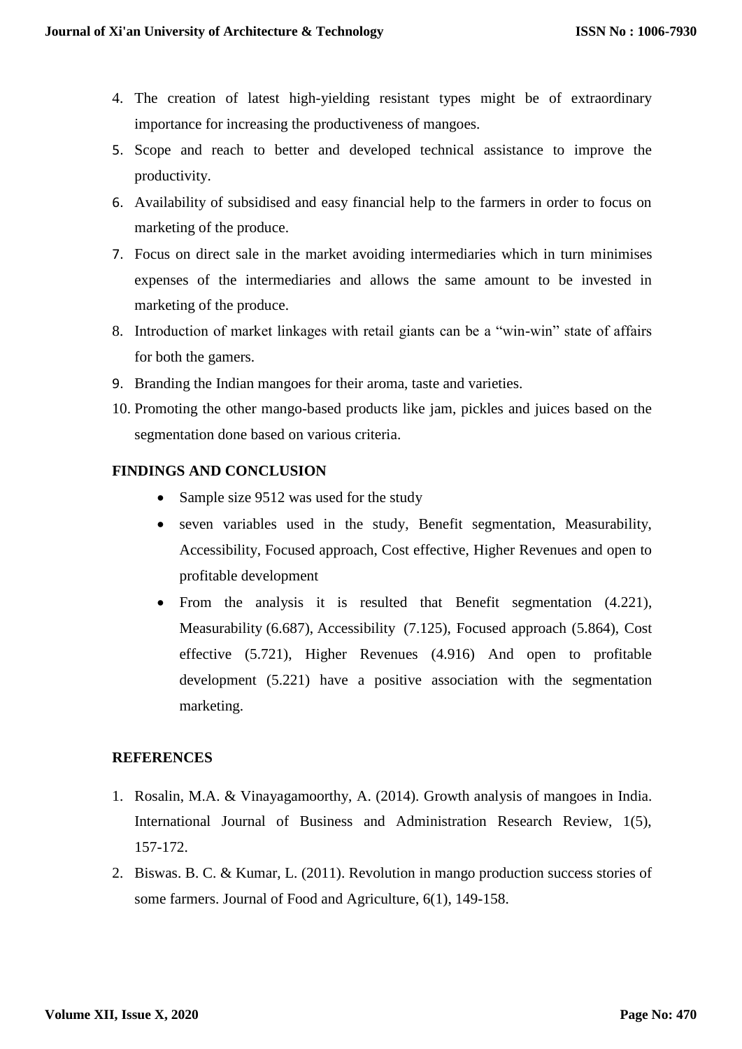4. The creation of latest high-yielding resistant types might be of extraordinary importance for increasing the productiveness of mangoes.
5. Scope and reach to better and developed technical assistance to improve the productivity.
6. Availability of subsidised and easy financial help to the farmers in order to focus on marketing of the produce.
7. Focus on direct sale in the market avoiding intermediaries which in turn minimises expenses of the intermediaries and allows the same amount to be invested in marketing of the produce.
8. Introduction of market linkages with retail giants can be a "win-win" state of affairs for both the gamers.
9. Branding the Indian mangoes for their aroma, taste and varieties.
10. Promoting the other mango-based products like jam, pickles and juices based on the segmentation done based on various criteria.

## FINDINGS AND CONCLUSION

- Sample size 9512 was used for the study
- seven variables used in the study, Benefit segmentation, Measurability, Accessibility, Focused approach, Cost effective, Higher Revenues and open to profitable development
- From the analysis it is resulted that Benefit segmentation (4.221), Measurability (6.687), Accessibility (7.125), Focused approach (5.864), Cost effective (5.721), Higher Revenues (4.916) And open to profitable development (5.221) have a positive association with the segmentation marketing.

## REFERENCES

1. Rosalin, M.A. & Vinayagamoorthy, A. (2014). Growth analysis of mangoes in India. International Journal of Business and Administration Research Review, 1(5), 157-172.
2. Biswas. B. C. & Kumar, L. (2011). Revolution in mango production success stories of some farmers. Journal of Food and Agriculture, 6(1), 149-158.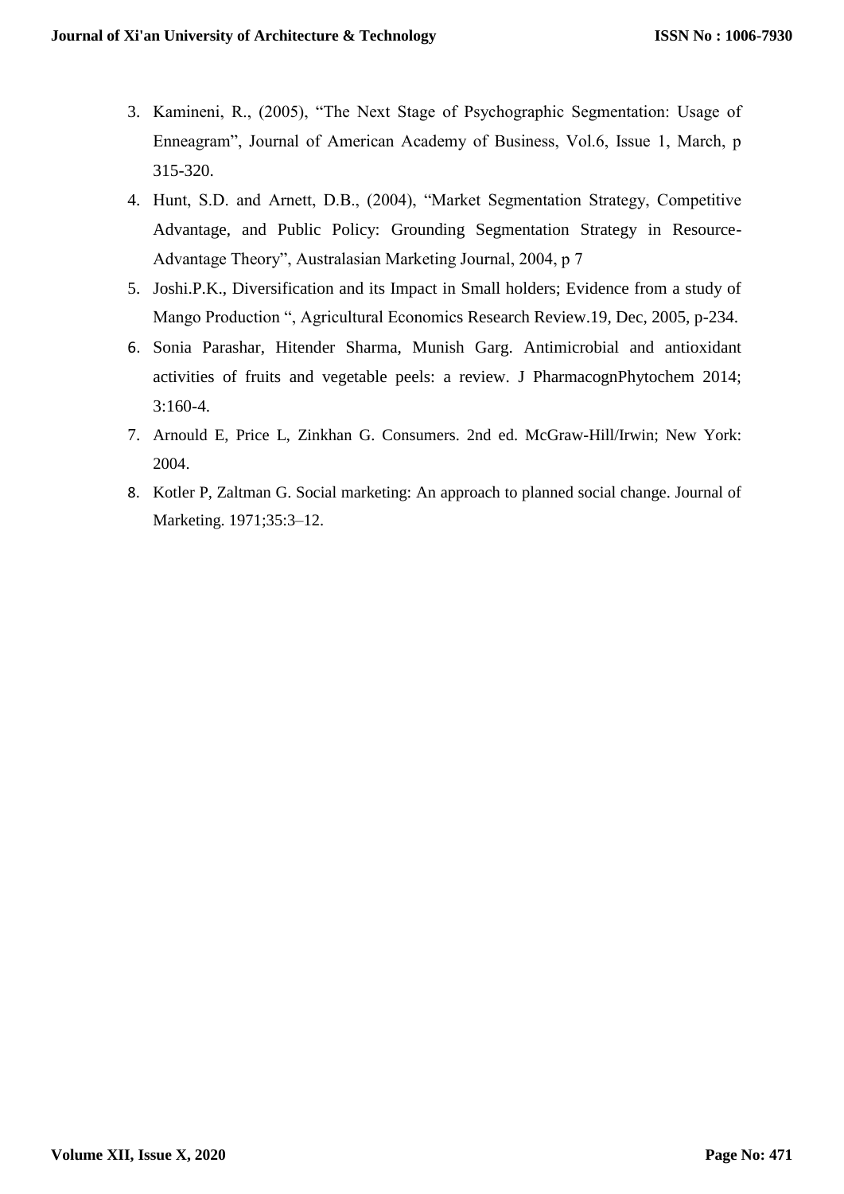3. Kamineni, R., (2005), "The Next Stage of Psychographic Segmentation: Usage of Enneagram", Journal of American Academy of Business, Vol.6, Issue 1, March, p 315-320.
4. Hunt, S.D. and Arnett, D.B., (2004), "Market Segmentation Strategy, Competitive Advantage, and Public Policy: Grounding Segmentation Strategy in Resource-Advantage Theory", Australasian Marketing Journal, 2004, p 7
5. Joshi.P.K., Diversification and its Impact in Small holders; Evidence from a study of Mango Production ", Agricultural Economics Research Review.19, Dec, 2005, p-234.
6. Sonia Parashar, Hitender Sharma, Munish Garg. Antimicrobial and antioxidant activities of fruits and vegetable peels: a review. J PharmacognPhytochem 2014; 3:160-4.
7. Arnould E, Price L, Zinkhan G. Consumers. 2nd ed. McGraw-Hill/Irwin; New York: 2004.
8. Kotler P, Zaltman G. Social marketing: An approach to planned social change. Journal of Marketing. 1971;35:3–12.